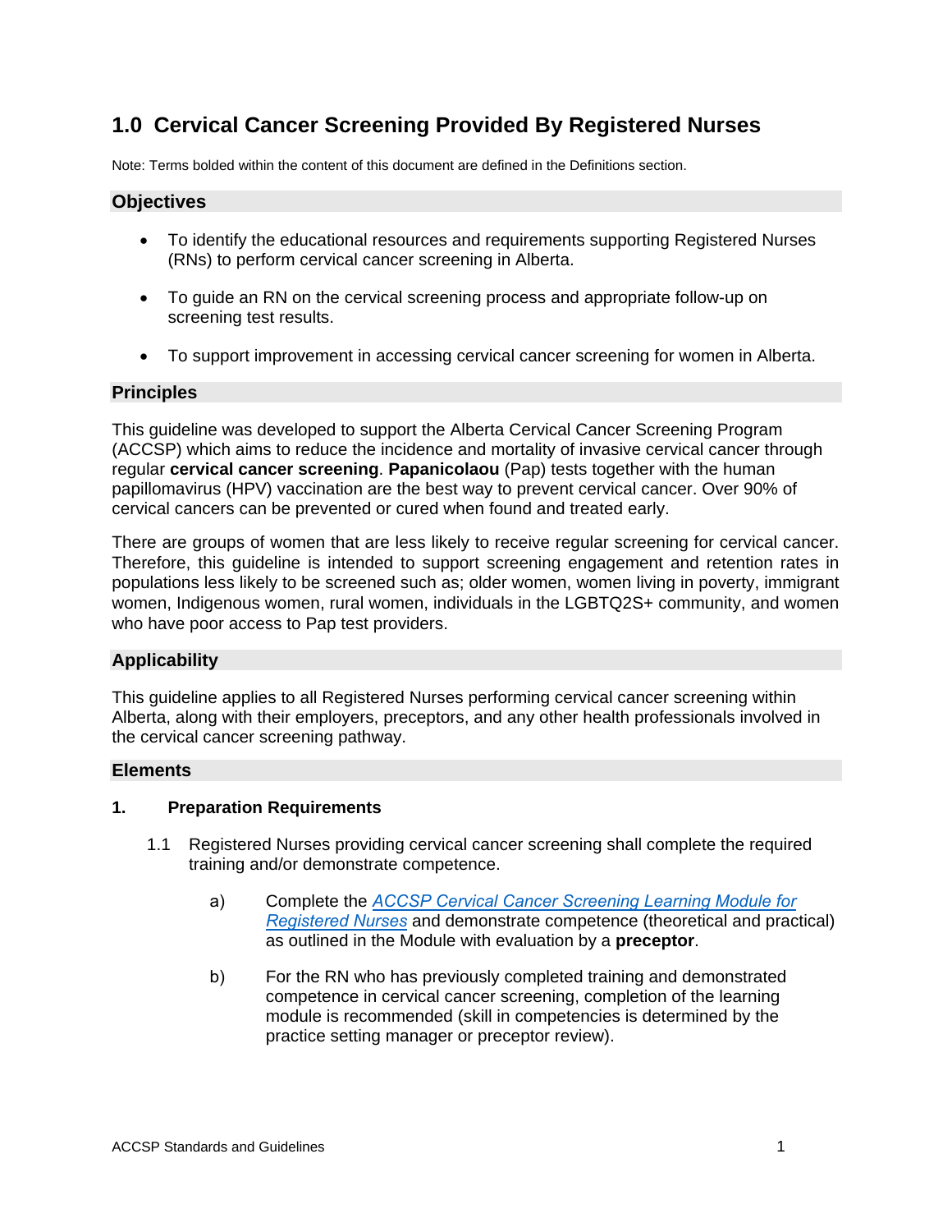# 1.0 Cervical Cancer Screening Provided By Registered Nurses

Note: Terms bolded within the content of this document are defined in the Definitions section.

## Objectives

- To identify the educational resources and requirements supporting Registered Nurses (RNs) to perform cervical cancer screening in Alberta.
- To guide an RN on the cervical screening process and appropriate follow-up on screening test results.
- To support improvement in accessing cervical cancer screening for women in Alberta.

## Principles

This guideline was developed to support the Alberta Cervical Cancer Screening Program (ACCSP) which aims to reduce the incidence and mortality of invasive cervical cancer through regular **cervical cancer screening**. **Papanicolaou** (Pap) tests together with the human papillomavirus (HPV) vaccination are the best way to prevent cervical cancer. Over 90% of cervical cancers can be prevented or cured when found and treated early.

There are groups of women that are less likely to receive regular screening for cervical cancer. Therefore, this guideline is intended to support screening engagement and retention rates in populations less likely to be screened such as; older women, women living in poverty, immigrant women, Indigenous women, rural women, individuals in the LGBTQ2S+ community, and women who have poor access to Pap test providers.

## Applicability

This guideline applies to all Registered Nurses performing cervical cancer screening within Alberta, along with their employers, preceptors, and any other health professionals involved in the cervical cancer screening pathway.

## Elements

### 1. Preparation Requirements

1.1 Registered Nurses providing cervical cancer screening shall complete the required training and/or demonstrate competence.

a) Complete the *ACCSP Cervical Cancer Screening Learning Module for Registered Nurses* and demonstrate competence (theoretical and practical) as outlined in the Module with evaluation by a **preceptor**.

b) For the RN who has previously completed training and demonstrated competence in cervical cancer screening, completion of the learning module is recommended (skill in competencies is determined by the practice setting manager or preceptor review).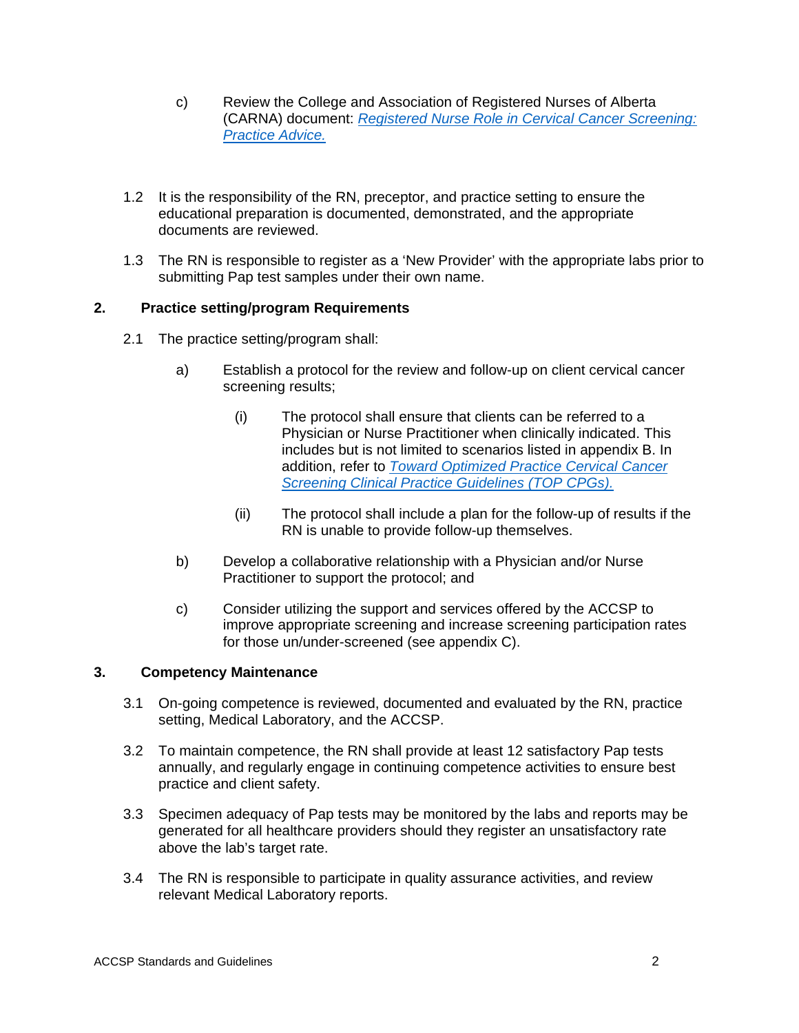c) Review the College and Association of Registered Nurses of Alberta (CARNA) document: *Registered Nurse Role in Cervical Cancer Screening: Practice Advice.*

1.2 It is the responsibility of the RN, preceptor, and practice setting to ensure the educational preparation is documented, demonstrated, and the appropriate documents are reviewed.

1.3 The RN is responsible to register as a 'New Provider' with the appropriate labs prior to submitting Pap test samples under their own name.

## 2. Practice setting/program Requirements

2.1 The practice setting/program shall:

a) Establish a protocol for the review and follow-up on client cervical cancer screening results;

(i) The protocol shall ensure that clients can be referred to a Physician or Nurse Practitioner when clinically indicated. This includes but is not limited to scenarios listed in appendix B. In addition, refer to *Toward Optimized Practice Cervical Cancer Screening Clinical Practice Guidelines (TOP CPGs).*

(ii) The protocol shall include a plan for the follow-up of results if the RN is unable to provide follow-up themselves.

b) Develop a collaborative relationship with a Physician and/or Nurse Practitioner to support the protocol; and

c) Consider utilizing the support and services offered by the ACCSP to improve appropriate screening and increase screening participation rates for those un/under-screened (see appendix C).

## 3. Competency Maintenance

3.1 On-going competence is reviewed, documented and evaluated by the RN, practice setting, Medical Laboratory, and the ACCSP.

3.2 To maintain competence, the RN shall provide at least 12 satisfactory Pap tests annually, and regularly engage in continuing competence activities to ensure best practice and client safety.

3.3 Specimen adequacy of Pap tests may be monitored by the labs and reports may be generated for all healthcare providers should they register an unsatisfactory rate above the lab's target rate.

3.4 The RN is responsible to participate in quality assurance activities, and review relevant Medical Laboratory reports.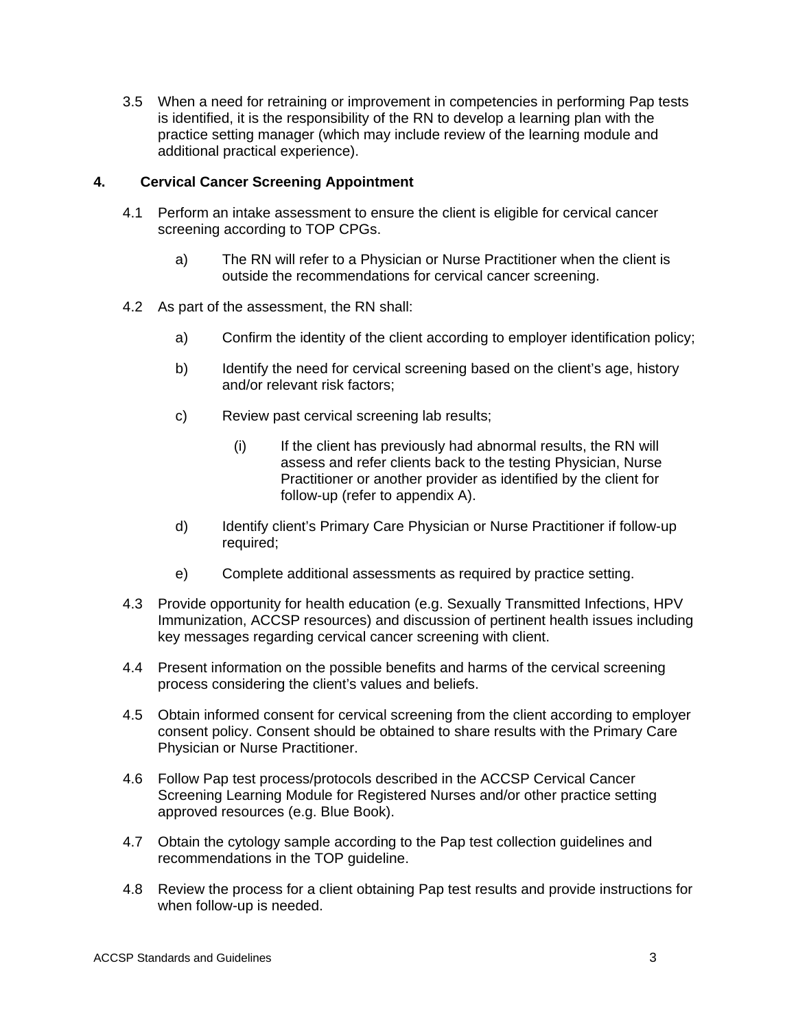3.5 When a need for retraining or improvement in competencies in performing Pap tests is identified, it is the responsibility of the RN to develop a learning plan with the practice setting manager (which may include review of the learning module and additional practical experience).

## 4. Cervical Cancer Screening Appointment

4.1 Perform an intake assessment to ensure the client is eligible for cervical cancer screening according to TOP CPGs.

- a) The RN will refer to a Physician or Nurse Practitioner when the client is outside the recommendations for cervical cancer screening.

4.2 As part of the assessment, the RN shall:

- a) Confirm the identity of the client according to employer identification policy;
- b) Identify the need for cervical screening based on the client's age, history and/or relevant risk factors;
- c) Review past cervical screening lab results;
  - (i) If the client has previously had abnormal results, the RN will assess and refer clients back to the testing Physician, Nurse Practitioner or another provider as identified by the client for follow-up (refer to appendix A).
- d) Identify client's Primary Care Physician or Nurse Practitioner if follow-up required;
- e) Complete additional assessments as required by practice setting.

4.3 Provide opportunity for health education (e.g. Sexually Transmitted Infections, HPV Immunization, ACCSP resources) and discussion of pertinent health issues including key messages regarding cervical cancer screening with client.

4.4 Present information on the possible benefits and harms of the cervical screening process considering the client's values and beliefs.

4.5 Obtain informed consent for cervical screening from the client according to employer consent policy. Consent should be obtained to share results with the Primary Care Physician or Nurse Practitioner.

4.6 Follow Pap test process/protocols described in the ACCSP Cervical Cancer Screening Learning Module for Registered Nurses and/or other practice setting approved resources (e.g. Blue Book).

4.7 Obtain the cytology sample according to the Pap test collection guidelines and recommendations in the TOP guideline.

4.8 Review the process for a client obtaining Pap test results and provide instructions for when follow-up is needed.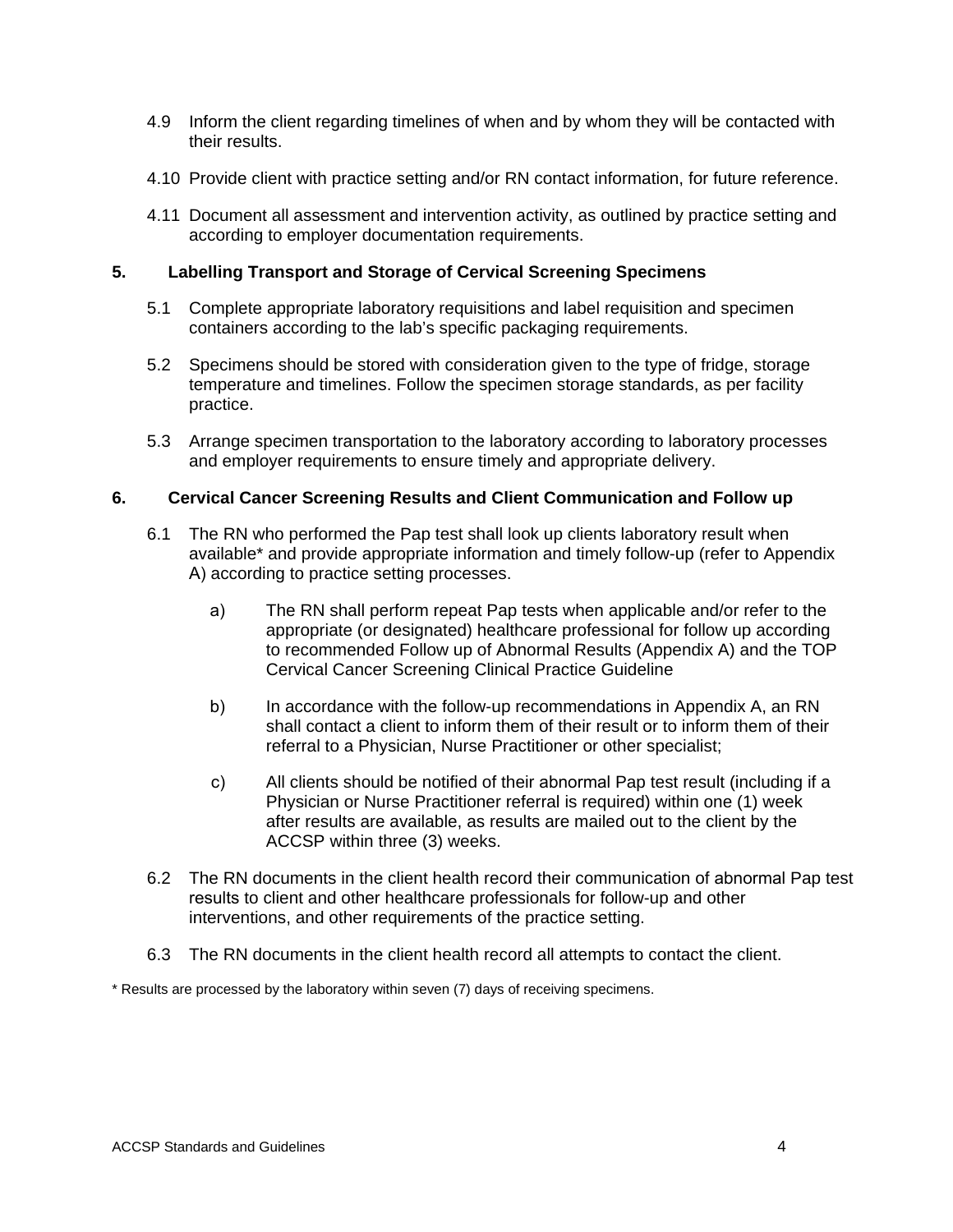4.9 Inform the client regarding timelines of when and by whom they will be contacted with their results.

4.10 Provide client with practice setting and/or RN contact information, for future reference.

4.11 Document all assessment and intervention activity, as outlined by practice setting and according to employer documentation requirements.

## 5. Labelling Transport and Storage of Cervical Screening Specimens

5.1 Complete appropriate laboratory requisitions and label requisition and specimen containers according to the lab's specific packaging requirements.

5.2 Specimens should be stored with consideration given to the type of fridge, storage temperature and timelines. Follow the specimen storage standards, as per facility practice.

5.3 Arrange specimen transportation to the laboratory according to laboratory processes and employer requirements to ensure timely and appropriate delivery.

## 6. Cervical Cancer Screening Results and Client Communication and Follow up

6.1 The RN who performed the Pap test shall look up clients laboratory result when available* and provide appropriate information and timely follow-up (refer to Appendix A) according to practice setting processes.

a) The RN shall perform repeat Pap tests when applicable and/or refer to the appropriate (or designated) healthcare professional for follow up according to recommended Follow up of Abnormal Results (Appendix A) and the TOP Cervical Cancer Screening Clinical Practice Guideline

b) In accordance with the follow-up recommendations in Appendix A, an RN shall contact a client to inform them of their result or to inform them of their referral to a Physician, Nurse Practitioner or other specialist;

c) All clients should be notified of their abnormal Pap test result (including if a Physician or Nurse Practitioner referral is required) within one (1) week after results are available, as results are mailed out to the client by the ACCSP within three (3) weeks.

6.2 The RN documents in the client health record their communication of abnormal Pap test results to client and other healthcare professionals for follow-up and other interventions, and other requirements of the practice setting.

6.3 The RN documents in the client health record all attempts to contact the client.

* Results are processed by the laboratory within seven (7) days of receiving specimens.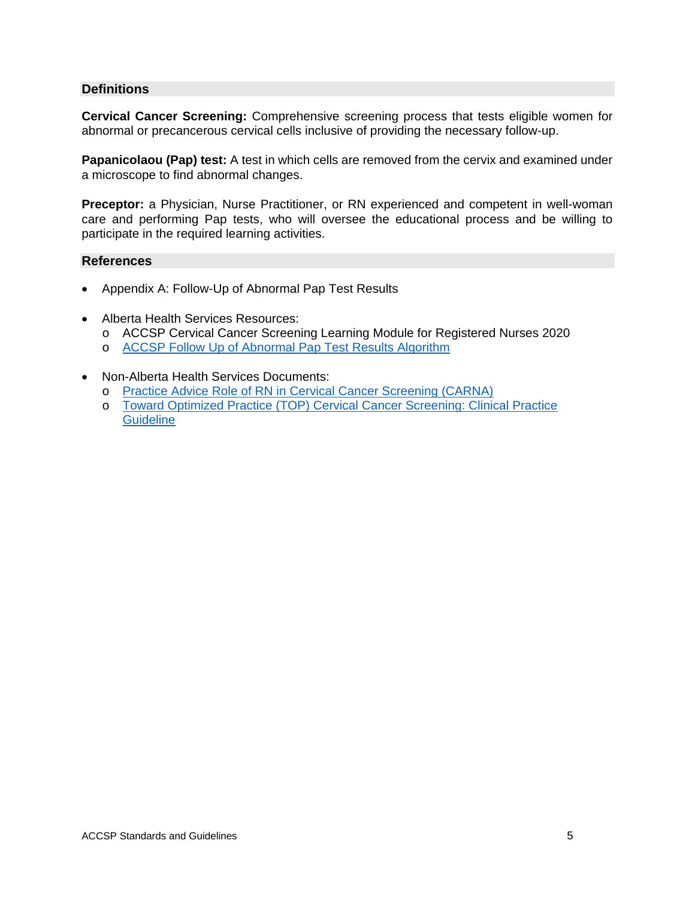## Definitions

**Cervical Cancer Screening:** Comprehensive screening process that tests eligible women for abnormal or precancerous cervical cells inclusive of providing the necessary follow-up.

**Papanicolaou (Pap) test:** A test in which cells are removed from the cervix and examined under a microscope to find abnormal changes.

**Preceptor:** a Physician, Nurse Practitioner, or RN experienced and competent in well-woman care and performing Pap tests, who will oversee the educational process and be willing to participate in the required learning activities.

## References

- Appendix A: Follow-Up of Abnormal Pap Test Results
- Alberta Health Services Resources:
  - ACCSP Cervical Cancer Screening Learning Module for Registered Nurses 2020
  - ACCSP Follow Up of Abnormal Pap Test Results Algorithm
- Non-Alberta Health Services Documents:
  - Practice Advice Role of RN in Cervical Cancer Screening (CARNA)
  - Toward Optimized Practice (TOP) Cervical Cancer Screening: Clinical Practice Guideline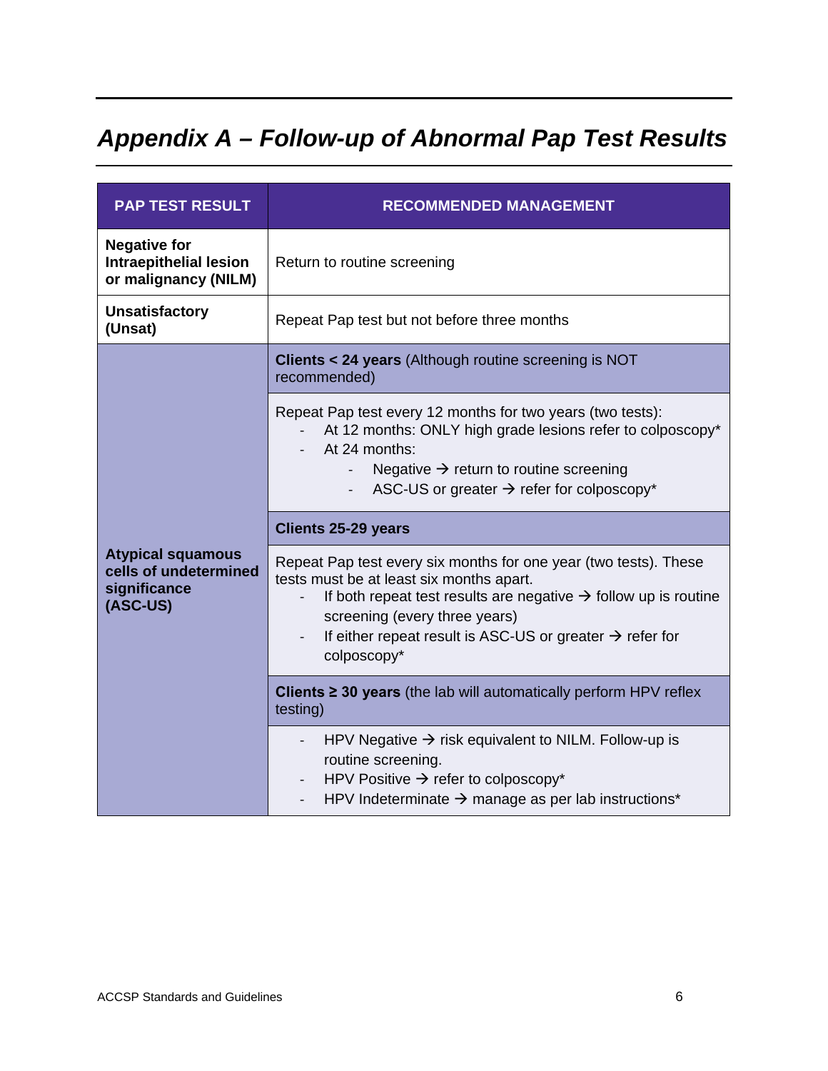# *Appendix A – Follow-up of Abnormal Pap Test Results*

| PAP TEST RESULT | RECOMMENDED MANAGEMENT |
| --- | --- |
| **Negative for Intraepithelial lesion or malignancy (NILM)** | Return to routine screening |
| **Unsatisfactory (Unsat)** | Repeat Pap test but not before three months |
| **Atypical squamous cells of undetermined significance (ASC-US)** | **Clients < 24 years** (Although routine screening is NOT recommended) |
| | Repeat Pap test every 12 months for two years (two tests):<br>- At 12 months: ONLY high grade lesions refer to colposcopy*<br>- At 24 months:<br>&nbsp;&nbsp;&nbsp;&nbsp;- Negative → return to routine screening<br>&nbsp;&nbsp;&nbsp;&nbsp;- ASC-US or greater → refer for colposcopy* |
| | **Clients 25-29 years** |
| | Repeat Pap test every six months for one year (two tests). These tests must be at least six months apart.<br>- If both repeat test results are negative → follow up is routine screening (every three years)<br>- If either repeat result is ASC-US or greater → refer for colposcopy* |
| | **Clients ≥ 30 years** (the lab will automatically perform HPV reflex testing) |
| | - HPV Negative → risk equivalent to NILM. Follow-up is routine screening.<br>- HPV Positive → refer to colposcopy*<br>- HPV Indeterminate → manage as per lab instructions* |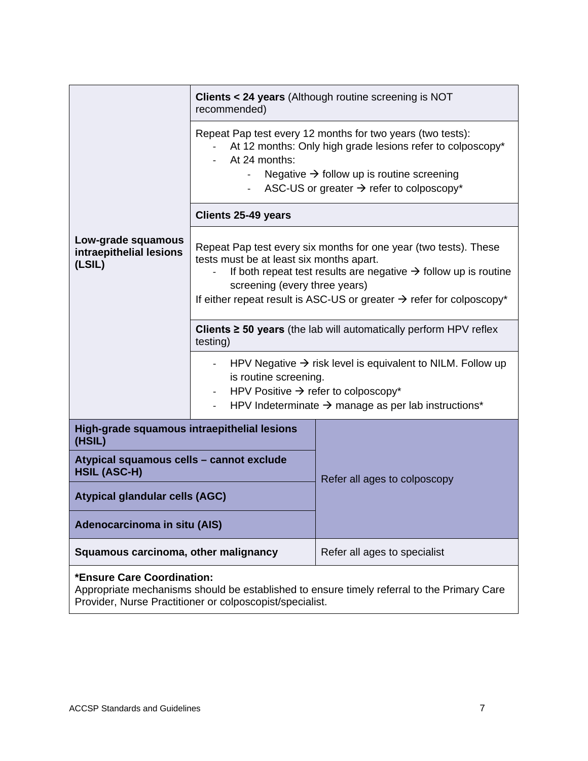| | |
|---|---|
| **Low-grade squamous intraepithelial lesions (LSIL)** | **Clients < 24 years** (Although routine screening is NOT recommended) |
| | Repeat Pap test every 12 months for two years (two tests):<br>- At 12 months: Only high grade lesions refer to colposcopy*<br>- At 24 months:<br>&nbsp;&nbsp;&nbsp;&nbsp;- Negative → follow up is routine screening<br>&nbsp;&nbsp;&nbsp;&nbsp;- ASC-US or greater → refer to colposcopy* |
| | **Clients 25-49 years** |
| | Repeat Pap test every six months for one year (two tests). These tests must be at least six months apart.<br>- If both repeat test results are negative → follow up is routine screening (every three years)<br>If either repeat result is ASC-US or greater → refer for colposcopy* |
| | **Clients ≥ 50 years** (the lab will automatically perform HPV reflex testing) |
| | - HPV Negative → risk level is equivalent to NILM. Follow up is routine screening.<br>- HPV Positive → refer to colposcopy*<br>- HPV Indeterminate → manage as per lab instructions* |
| **High-grade squamous intraepithelial lesions (HSIL)** | Refer all ages to colposcopy |
| **Atypical squamous cells – cannot exclude HSIL (ASC-H)** | |
| **Atypical glandular cells (AGC)** | |
| **Adenocarcinoma in situ (AIS)** | |
| **Squamous carcinoma, other malignancy** | Refer all ages to specialist |

**\*Ensure Care Coordination:**
Appropriate mechanisms should be established to ensure timely referral to the Primary Care Provider, Nurse Practitioner or colposcopist/specialist.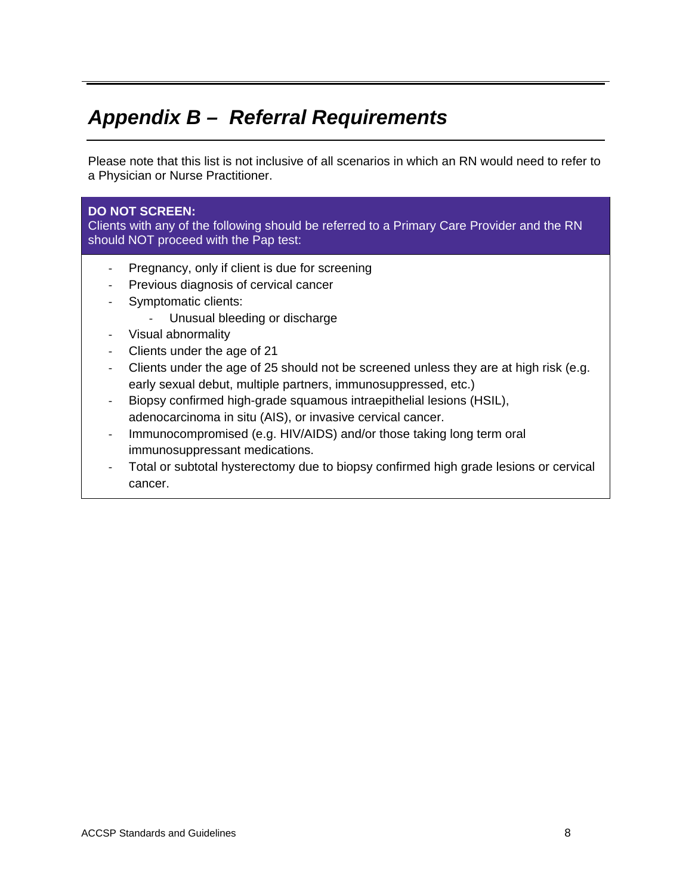# *Appendix B – Referral Requirements*

Please note that this list is not inclusive of all scenarios in which an RN would need to refer to a Physician or Nurse Practitioner.

**DO NOT SCREEN:**
Clients with any of the following should be referred to a Primary Care Provider and the RN should NOT proceed with the Pap test:

- Pregnancy, only if client is due for screening
- Previous diagnosis of cervical cancer
- Symptomatic clients:
  - Unusual bleeding or discharge
- Visual abnormality
- Clients under the age of 21
- Clients under the age of 25 should not be screened unless they are at high risk (e.g. early sexual debut, multiple partners, immunosuppressed, etc.)
- Biopsy confirmed high-grade squamous intraepithelial lesions (HSIL), adenocarcinoma in situ (AIS), or invasive cervical cancer.
- Immunocompromised (e.g. HIV/AIDS) and/or those taking long term oral immunosuppressant medications.
- Total or subtotal hysterectomy due to biopsy confirmed high grade lesions or cervical cancer.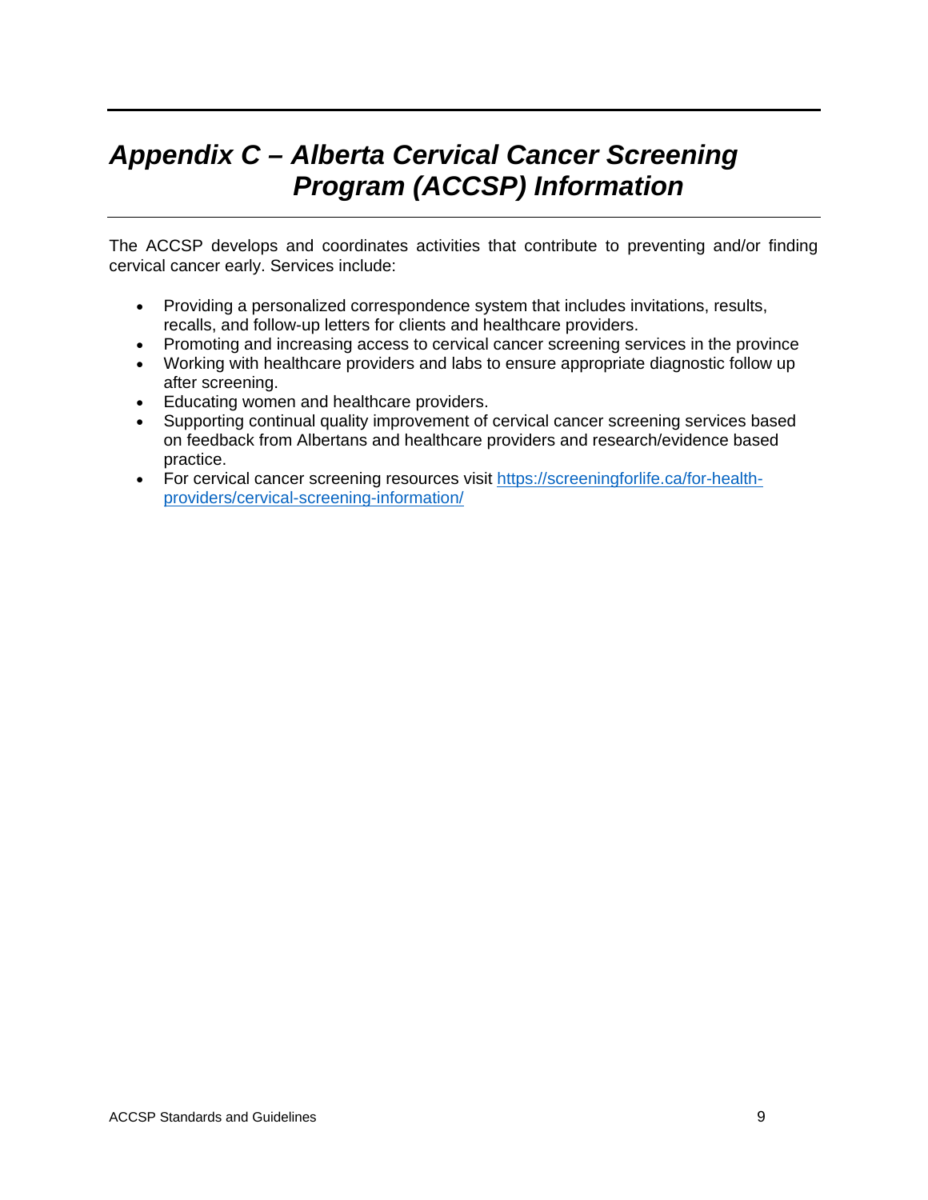# *Appendix C – Alberta Cervical Cancer Screening Program (ACCSP) Information*

The ACCSP develops and coordinates activities that contribute to preventing and/or finding cervical cancer early. Services include:

- Providing a personalized correspondence system that includes invitations, results, recalls, and follow-up letters for clients and healthcare providers.
- Promoting and increasing access to cervical cancer screening services in the province
- Working with healthcare providers and labs to ensure appropriate diagnostic follow up after screening.
- Educating women and healthcare providers.
- Supporting continual quality improvement of cervical cancer screening services based on feedback from Albertans and healthcare providers and research/evidence based practice.
- For cervical cancer screening resources visit [https://screeningforlife.ca/for-health-providers/cervical-screening-information/](https://screeningforlife.ca/for-health-providers/cervical-screening-information/)